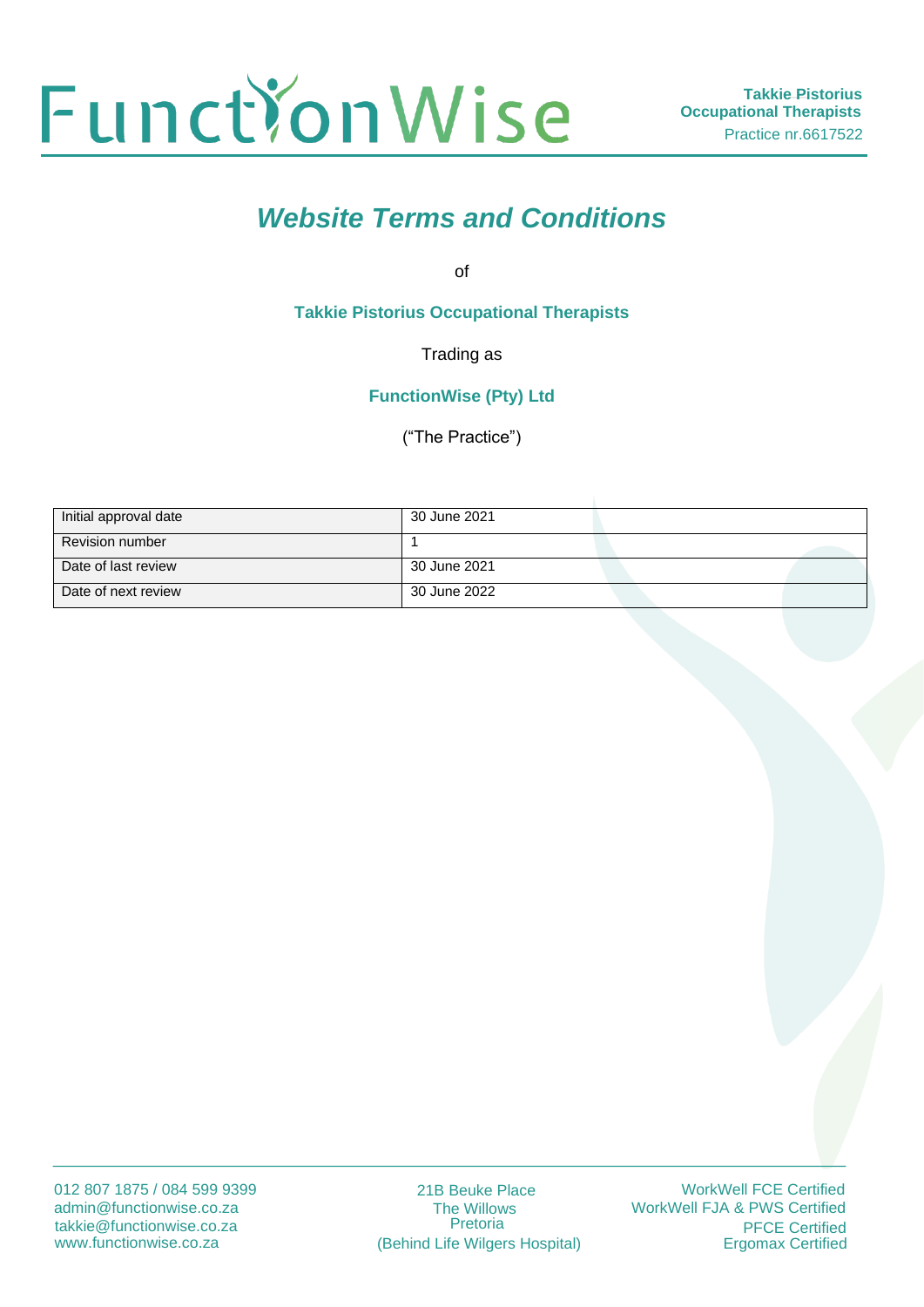# *Website Terms and Conditions*

of

**Takkie Pistorius Occupational Therapists**

Trading as

**FunctionWise (Pty) Ltd**

("The Practice")

| Initial approval date | 30 June 2021 |
|---|---|
| Revision number | 1 |
| Date of last review | 30 June 2021 |
| Date of next review | 30 June 2022 |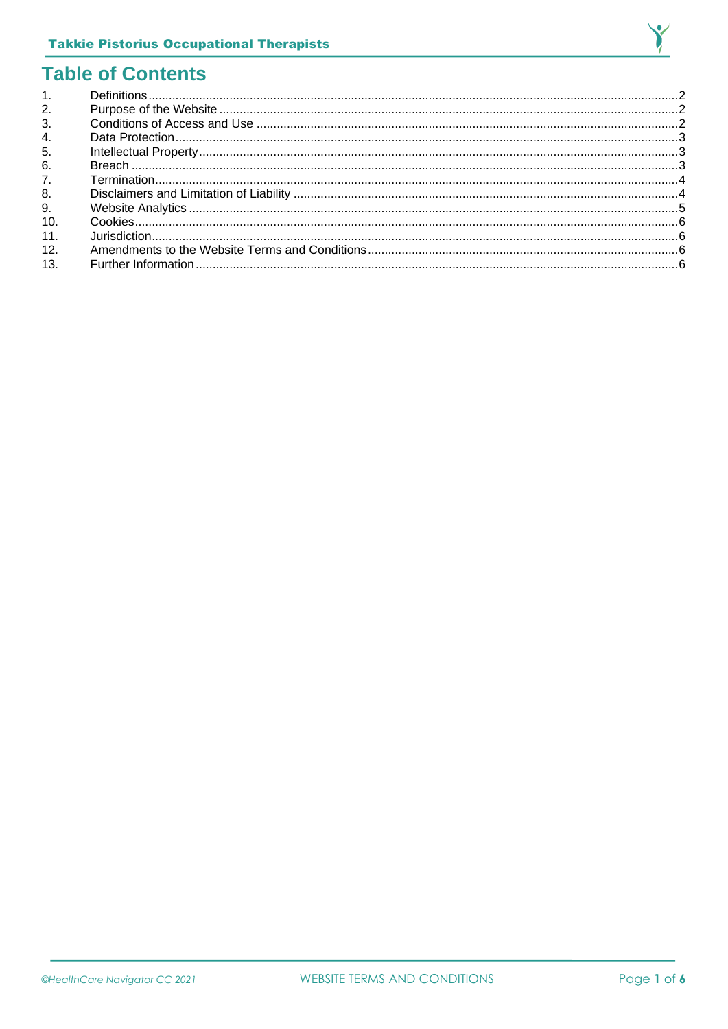# Table of Contents

1. Definitions ........ 2
2. Purpose of the Website ........ 2
3. Conditions of Access and Use ........ 2
4. Data Protection ........ 3
5. Intellectual Property ........ 3
6. Breach ........ 3
7. Termination ........ 4
8. Disclaimers and Limitation of Liability ........ 4
9. Website Analytics ........ 5
10. Cookies ........ 6
11. Jurisdiction ........ 6
12. Amendments to the Website Terms and Conditions ........ 6
13. Further Information ........ 6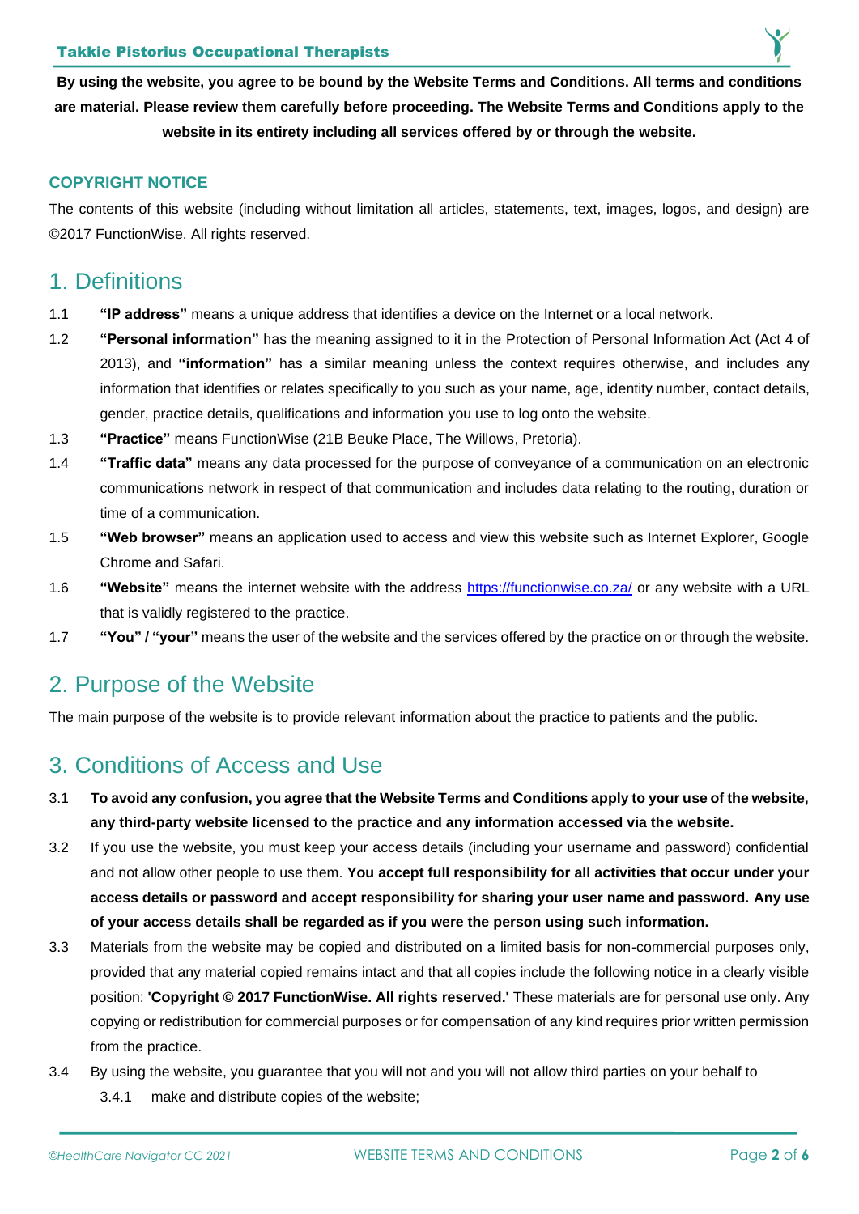**By using the website, you agree to be bound by the Website Terms and Conditions. All terms and conditions are material. Please review them carefully before proceeding. The Website Terms and Conditions apply to the website in its entirety including all services offered by or through the website.**

### COPYRIGHT NOTICE

The contents of this website (including without limitation all articles, statements, text, images, logos, and design) are ©2017 FunctionWise. All rights reserved.

## 1. Definitions

1.1 **"IP address"** means a unique address that identifies a device on the Internet or a local network.

1.2 **"Personal information"** has the meaning assigned to it in the Protection of Personal Information Act (Act 4 of 2013), and **"information"** has a similar meaning unless the context requires otherwise, and includes any information that identifies or relates specifically to you such as your name, age, identity number, contact details, gender, practice details, qualifications and information you use to log onto the website.

1.3 **"Practice"** means FunctionWise (21B Beuke Place, The Willows, Pretoria).

1.4 **"Traffic data"** means any data processed for the purpose of conveyance of a communication on an electronic communications network in respect of that communication and includes data relating to the routing, duration or time of a communication.

1.5 **"Web browser"** means an application used to access and view this website such as Internet Explorer, Google Chrome and Safari.

1.6 **"Website"** means the internet website with the address https://functionwise.co.za/ or any website with a URL that is validly registered to the practice.

1.7 **"You" / "your"** means the user of the website and the services offered by the practice on or through the website.

## 2. Purpose of the Website

The main purpose of the website is to provide relevant information about the practice to patients and the public.

## 3. Conditions of Access and Use

3.1 **To avoid any confusion, you agree that the Website Terms and Conditions apply to your use of the website, any third-party website licensed to the practice and any information accessed via the website.**

3.2 If you use the website, you must keep your access details (including your username and password) confidential and not allow other people to use them. **You accept full responsibility for all activities that occur under your access details or password and accept responsibility for sharing your user name and password. Any use of your access details shall be regarded as if you were the person using such information.**

3.3 Materials from the website may be copied and distributed on a limited basis for non-commercial purposes only, provided that any material copied remains intact and that all copies include the following notice in a clearly visible position: **'Copyright © 2017 FunctionWise. All rights reserved.'** These materials are for personal use only. Any copying or redistribution for commercial purposes or for compensation of any kind requires prior written permission from the practice.

3.4 By using the website, you guarantee that you will not and you will not allow third parties on your behalf to

3.4.1 make and distribute copies of the website;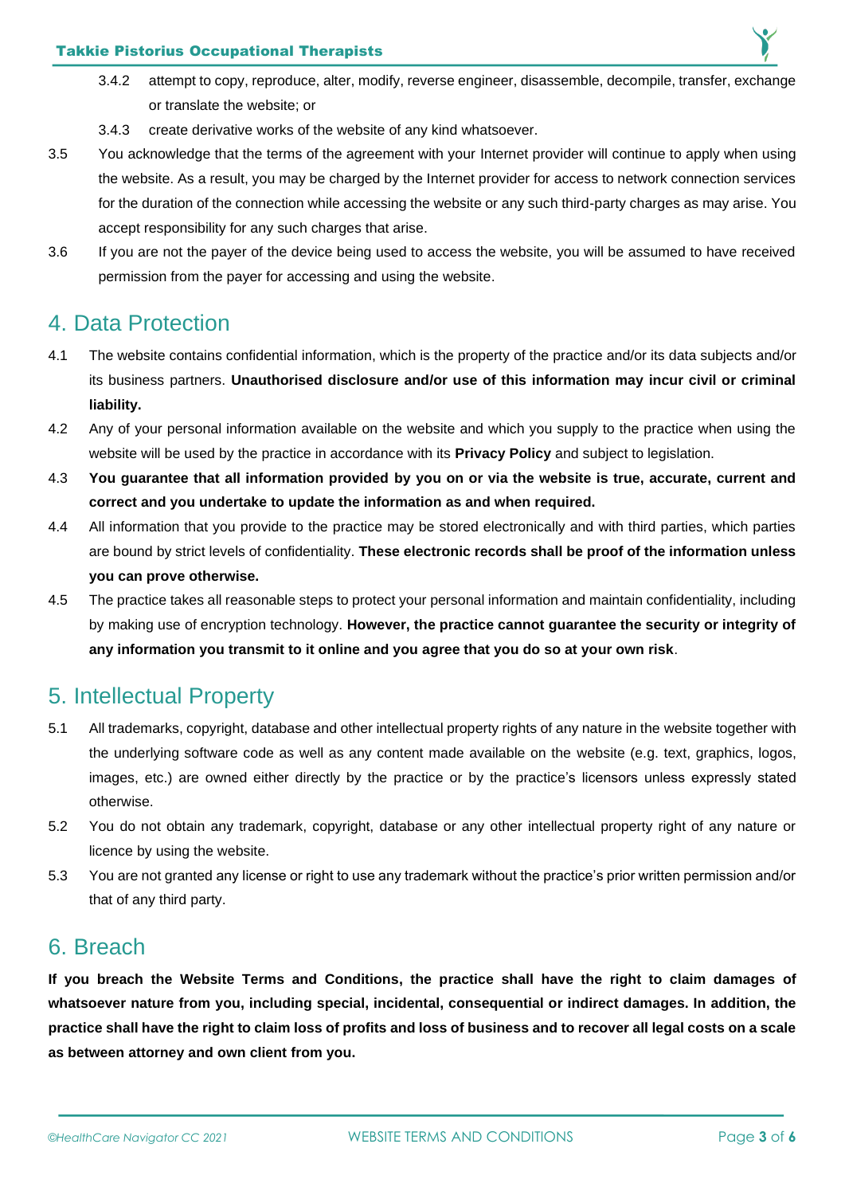3.4.2 attempt to copy, reproduce, alter, modify, reverse engineer, disassemble, decompile, transfer, exchange or translate the website; or

3.4.3 create derivative works of the website of any kind whatsoever.

3.5 You acknowledge that the terms of the agreement with your Internet provider will continue to apply when using the website. As a result, you may be charged by the Internet provider for access to network connection services for the duration of the connection while accessing the website or any such third-party charges as may arise. You accept responsibility for any such charges that arise.

3.6 If you are not the payer of the device being used to access the website, you will be assumed to have received permission from the payer for accessing and using the website.

## 4. Data Protection

4.1 The website contains confidential information, which is the property of the practice and/or its data subjects and/or its business partners. **Unauthorised disclosure and/or use of this information may incur civil or criminal liability.**

4.2 Any of your personal information available on the website and which you supply to the practice when using the website will be used by the practice in accordance with its **Privacy Policy** and subject to legislation.

4.3 **You guarantee that all information provided by you on or via the website is true, accurate, current and correct and you undertake to update the information as and when required.**

4.4 All information that you provide to the practice may be stored electronically and with third parties, which parties are bound by strict levels of confidentiality. **These electronic records shall be proof of the information unless you can prove otherwise.**

4.5 The practice takes all reasonable steps to protect your personal information and maintain confidentiality, including by making use of encryption technology. **However, the practice cannot guarantee the security or integrity of any information you transmit to it online and you agree that you do so at your own risk**.

## 5. Intellectual Property

5.1 All trademarks, copyright, database and other intellectual property rights of any nature in the website together with the underlying software code as well as any content made available on the website (e.g. text, graphics, logos, images, etc.) are owned either directly by the practice or by the practice's licensors unless expressly stated otherwise.

5.2 You do not obtain any trademark, copyright, database or any other intellectual property right of any nature or licence by using the website.

5.3 You are not granted any license or right to use any trademark without the practice's prior written permission and/or that of any third party.

## 6. Breach

**If you breach the Website Terms and Conditions, the practice shall have the right to claim damages of whatsoever nature from you, including special, incidental, consequential or indirect damages. In addition, the practice shall have the right to claim loss of profits and loss of business and to recover all legal costs on a scale as between attorney and own client from you.**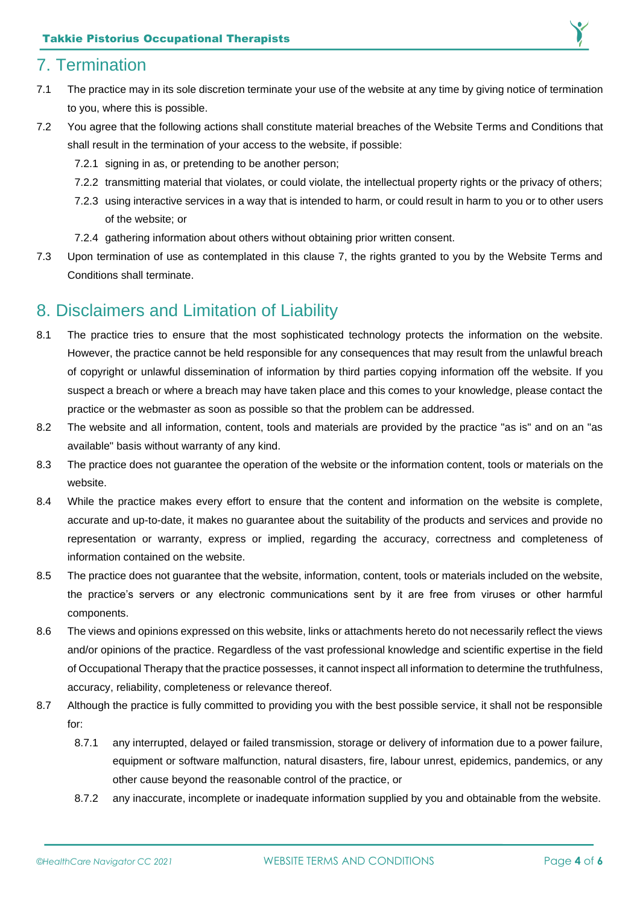## 7. Termination

7.1 The practice may in its sole discretion terminate your use of the website at any time by giving notice of termination to you, where this is possible.

7.2 You agree that the following actions shall constitute material breaches of the Website Terms and Conditions that shall result in the termination of your access to the website, if possible:

- 7.2.1 signing in as, or pretending to be another person;
- 7.2.2 transmitting material that violates, or could violate, the intellectual property rights or the privacy of others;
- 7.2.3 using interactive services in a way that is intended to harm, or could result in harm to you or to other users of the website; or
- 7.2.4 gathering information about others without obtaining prior written consent.

7.3 Upon termination of use as contemplated in this clause 7, the rights granted to you by the Website Terms and Conditions shall terminate.

## 8. Disclaimers and Limitation of Liability

8.1 The practice tries to ensure that the most sophisticated technology protects the information on the website. However, the practice cannot be held responsible for any consequences that may result from the unlawful breach of copyright or unlawful dissemination of information by third parties copying information off the website. If you suspect a breach or where a breach may have taken place and this comes to your knowledge, please contact the practice or the webmaster as soon as possible so that the problem can be addressed.

8.2 The website and all information, content, tools and materials are provided by the practice "as is" and on an "as available" basis without warranty of any kind.

8.3 The practice does not guarantee the operation of the website or the information content, tools or materials on the website.

8.4 While the practice makes every effort to ensure that the content and information on the website is complete, accurate and up-to-date, it makes no guarantee about the suitability of the products and services and provide no representation or warranty, express or implied, regarding the accuracy, correctness and completeness of information contained on the website.

8.5 The practice does not guarantee that the website, information, content, tools or materials included on the website, the practice's servers or any electronic communications sent by it are free from viruses or other harmful components.

8.6 The views and opinions expressed on this website, links or attachments hereto do not necessarily reflect the views and/or opinions of the practice. Regardless of the vast professional knowledge and scientific expertise in the field of Occupational Therapy that the practice possesses, it cannot inspect all information to determine the truthfulness, accuracy, reliability, completeness or relevance thereof.

8.7 Although the practice is fully committed to providing you with the best possible service, it shall not be responsible for:

- 8.7.1 any interrupted, delayed or failed transmission, storage or delivery of information due to a power failure, equipment or software malfunction, natural disasters, fire, labour unrest, epidemics, pandemics, or any other cause beyond the reasonable control of the practice, or
- 8.7.2 any inaccurate, incomplete or inadequate information supplied by you and obtainable from the website.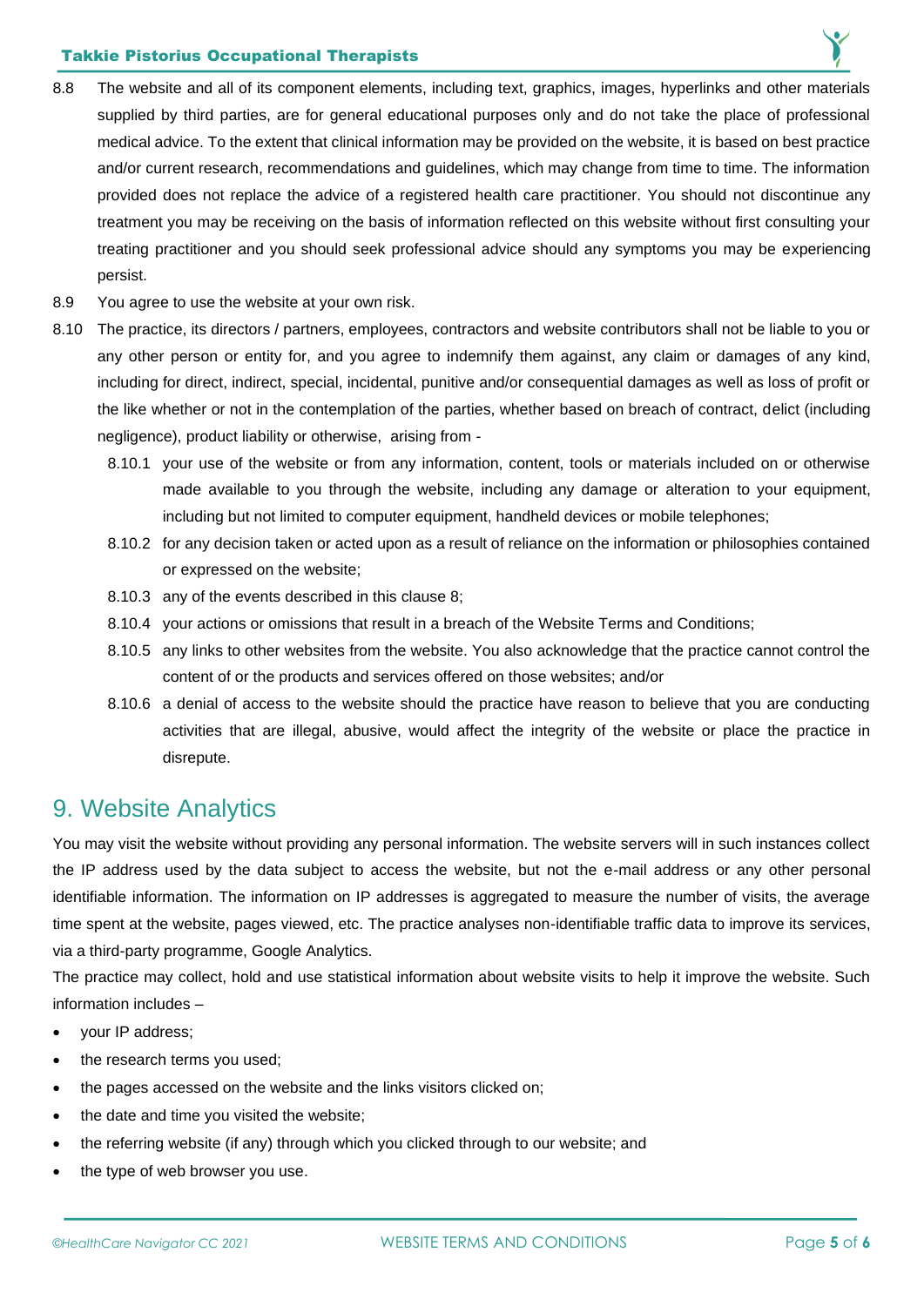8.8 The website and all of its component elements, including text, graphics, images, hyperlinks and other materials supplied by third parties, are for general educational purposes only and do not take the place of professional medical advice. To the extent that clinical information may be provided on the website, it is based on best practice and/or current research, recommendations and guidelines, which may change from time to time. The information provided does not replace the advice of a registered health care practitioner. You should not discontinue any treatment you may be receiving on the basis of information reflected on this website without first consulting your treating practitioner and you should seek professional advice should any symptoms you may be experiencing persist.

8.9 You agree to use the website at your own risk.

8.10 The practice, its directors / partners, employees, contractors and website contributors shall not be liable to you or any other person or entity for, and you agree to indemnify them against, any claim or damages of any kind, including for direct, indirect, special, incidental, punitive and/or consequential damages as well as loss of profit or the like whether or not in the contemplation of the parties, whether based on breach of contract, delict (including negligence), product liability or otherwise, arising from -

   8.10.1 your use of the website or from any information, content, tools or materials included on or otherwise made available to you through the website, including any damage or alteration to your equipment, including but not limited to computer equipment, handheld devices or mobile telephones;

   8.10.2 for any decision taken or acted upon as a result of reliance on the information or philosophies contained or expressed on the website;

   8.10.3 any of the events described in this clause 8;

   8.10.4 your actions or omissions that result in a breach of the Website Terms and Conditions;

   8.10.5 any links to other websites from the website. You also acknowledge that the practice cannot control the content of or the products and services offered on those websites; and/or

   8.10.6 a denial of access to the website should the practice have reason to believe that you are conducting activities that are illegal, abusive, would affect the integrity of the website or place the practice in disrepute.

## 9. Website Analytics

You may visit the website without providing any personal information. The website servers will in such instances collect the IP address used by the data subject to access the website, but not the e-mail address or any other personal identifiable information. The information on IP addresses is aggregated to measure the number of visits, the average time spent at the website, pages viewed, etc. The practice analyses non-identifiable traffic data to improve its services, via a third-party programme, Google Analytics.

The practice may collect, hold and use statistical information about website visits to help it improve the website. Such information includes –

- your IP address;
- the research terms you used;
- the pages accessed on the website and the links visitors clicked on;
- the date and time you visited the website;
- the referring website (if any) through which you clicked through to our website; and
- the type of web browser you use.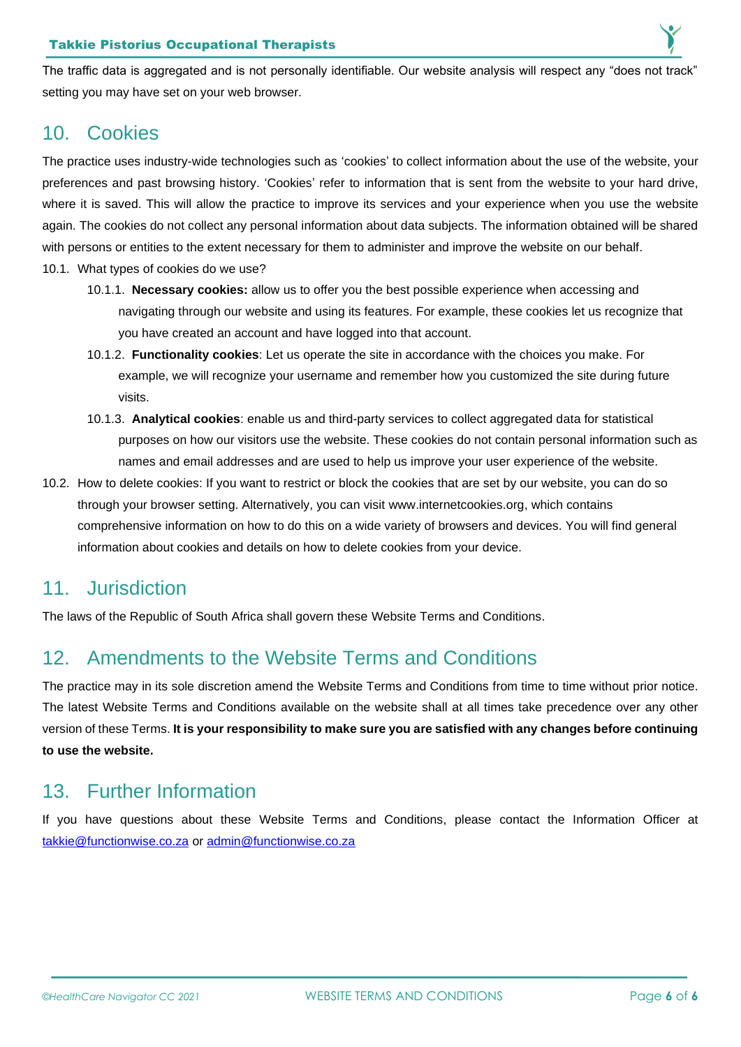The traffic data is aggregated and is not personally identifiable. Our website analysis will respect any "does not track" setting you may have set on your web browser.

## 10. Cookies

The practice uses industry-wide technologies such as 'cookies' to collect information about the use of the website, your preferences and past browsing history. 'Cookies' refer to information that is sent from the website to your hard drive, where it is saved. This will allow the practice to improve its services and your experience when you use the website again. The cookies do not collect any personal information about data subjects. The information obtained will be shared with persons or entities to the extent necessary for them to administer and improve the website on our behalf.

10.1. What types of cookies do we use?

- 10.1.1. **Necessary cookies:** allow us to offer you the best possible experience when accessing and navigating through our website and using its features. For example, these cookies let us recognize that you have created an account and have logged into that account.
- 10.1.2. **Functionality cookies**: Let us operate the site in accordance with the choices you make. For example, we will recognize your username and remember how you customized the site during future visits.
- 10.1.3. **Analytical cookies**: enable us and third-party services to collect aggregated data for statistical purposes on how our visitors use the website. These cookies do not contain personal information such as names and email addresses and are used to help us improve your user experience of the website.

10.2. How to delete cookies: If you want to restrict or block the cookies that are set by our website, you can do so through your browser setting. Alternatively, you can visit www.internetcookies.org, which contains comprehensive information on how to do this on a wide variety of browsers and devices. You will find general information about cookies and details on how to delete cookies from your device.

## 11. Jurisdiction

The laws of the Republic of South Africa shall govern these Website Terms and Conditions.

## 12. Amendments to the Website Terms and Conditions

The practice may in its sole discretion amend the Website Terms and Conditions from time to time without prior notice. The latest Website Terms and Conditions available on the website shall at all times take precedence over any other version of these Terms. **It is your responsibility to make sure you are satisfied with any changes before continuing to use the website.**

## 13. Further Information

If you have questions about these Website Terms and Conditions, please contact the Information Officer at takkie@functionwise.co.za or admin@functionwise.co.za